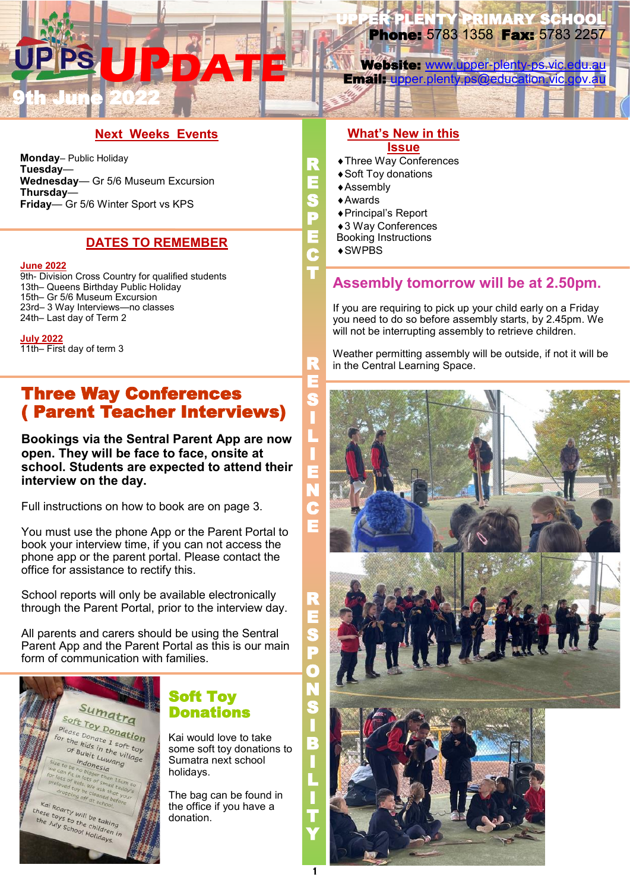# UPDATE

**9th June 2022**

**UPPER PLENTY PRIMARY SCHOOL**
**Phone:** 5783 1358 **Fax:** 5783 2257
**Website:** www.upper-plenty-ps.vic.edu.au
**Email:** upper.plenty.ps@education.vic.gov.au

## Next Weeks Events

**Monday**– Public Holiday
**Tuesday**—
**Wednesday**— Gr 5/6 Museum Excursion
**Thursday**—
**Friday**— Gr 5/6 Winter Sport vs KPS

## DATES TO REMEMBER

**June 2022**
9th- Division Cross Country for qualified students
13th– Queens Birthday Public Holiday
15th– Gr 5/6 Museum Excursion
23rd– 3 Way Interviews—no classes
24th– Last day of Term 2

**July 2022**
11th– First day of term 3

## Three Way Conferences ( Parent Teacher Interviews)

**Bookings via the Sentral Parent App are now open. They will be face to face, onsite at school. Students are expected to attend their interview on the day.**

Full instructions on how to book are on page 3.

You must use the phone App or the Parent Portal to book your interview time, if you can not access the phone app or the parent portal. Please contact the office for assistance to rectify this.

School reports will only be available electronically through the Parent Portal, prior to the interview day.

All parents and carers should be using the Sentral Parent App and the Parent Portal as this is our main form of communication with families.

## Soft Toy Donations

Kai would love to take some soft toy donations to Sumatra next school holidays.

The bag can be found in the office if you have a donation.

RESPECT RESILIENCE RESPONSIBILITY

## What's New in this Issue

- Three Way Conferences
- Soft Toy donations
- Assembly
- Awards
- Principal's Report
- 3 Way Conferences Booking Instructions
- SWPBS

## Assembly tomorrow will be at 2.50pm.

If you are requiring to pick up your child early on a Friday you need to do so before assembly starts, by 2.45pm. We will not be interrupting assembly to retrieve children.

Weather permitting assembly will be outside, if not it will be in the Central Learning Space.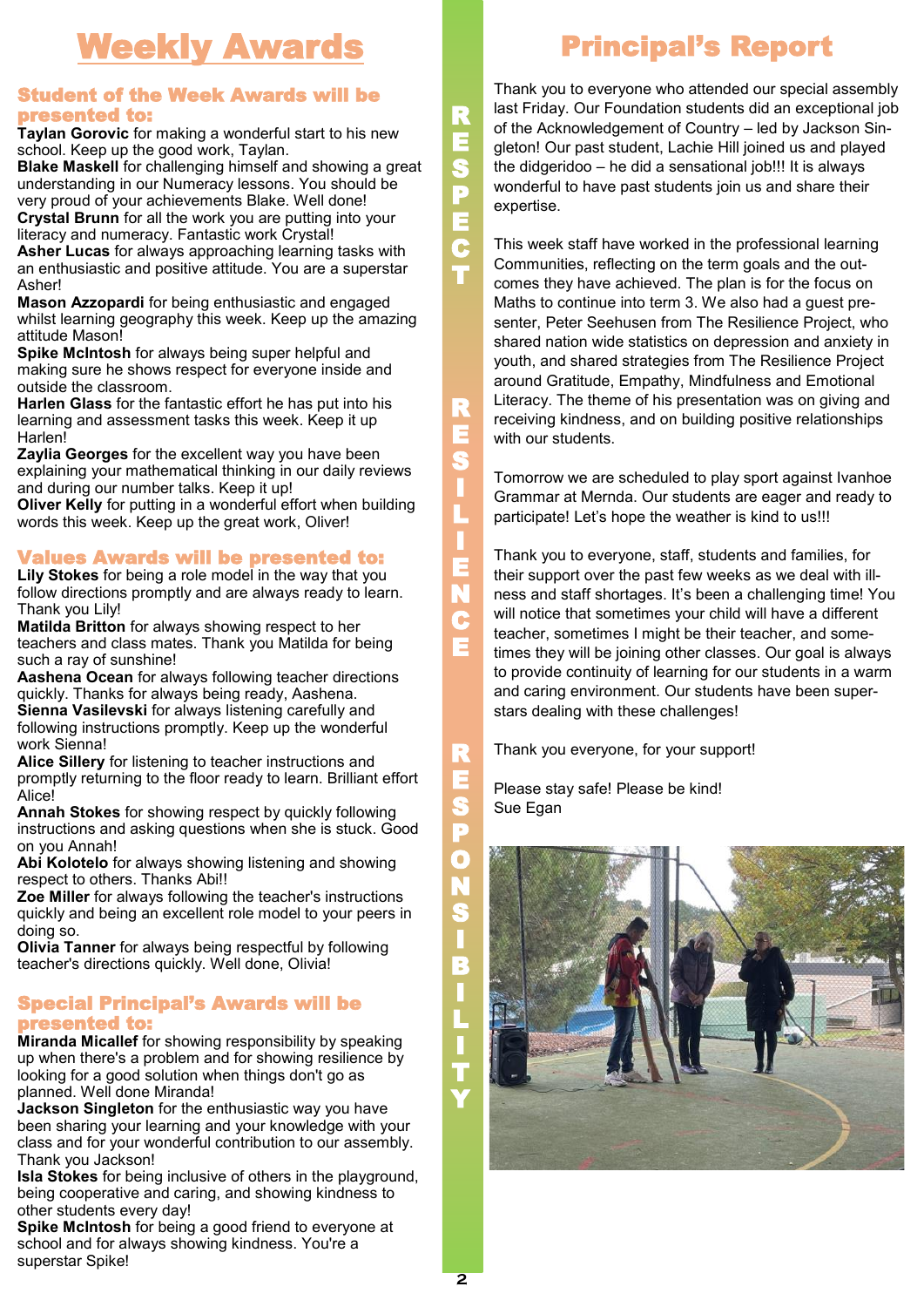# Weekly Awards

### Student of the Week Awards will be presented to:

**Taylan Gorovic** for making a wonderful start to his new school. Keep up the good work, Taylan.
**Blake Maskell** for challenging himself and showing a great understanding in our Numeracy lessons. You should be very proud of your achievements Blake. Well done!
**Crystal Brunn** for all the work you are putting into your literacy and numeracy. Fantastic work Crystal!
**Asher Lucas** for always approaching learning tasks with an enthusiastic and positive attitude. You are a superstar Asher!
**Mason Azzopardi** for being enthusiastic and engaged whilst learning geography this week. Keep up the amazing attitude Mason!
**Spike McIntosh** for always being super helpful and making sure he shows respect for everyone inside and outside the classroom.
**Harlen Glass** for the fantastic effort he has put into his learning and assessment tasks this week. Keep it up Harlen!
**Zaylia Georges** for the excellent way you have been explaining your mathematical thinking in our daily reviews and during our number talks. Keep it up!
**Oliver Kelly** for putting in a wonderful effort when building words this week. Keep up the great work, Oliver!

### Values Awards will be presented to:

**Lily Stokes** for being a role model in the way that you follow directions promptly and are always ready to learn. Thank you Lily!
**Matilda Britton** for always showing respect to her teachers and class mates. Thank you Matilda for being such a ray of sunshine!
**Aashena Ocean** for always following teacher directions quickly. Thanks for always being ready, Aashena.
**Sienna Vasilevski** for always listening carefully and following instructions promptly. Keep up the wonderful work Sienna!
**Alice Sillery** for listening to teacher instructions and promptly returning to the floor ready to learn. Brilliant effort Alice!
**Annah Stokes** for showing respect by quickly following instructions and asking questions when she is stuck. Good on you Annah!
**Abi Kolotelo** for always showing listening and showing respect to others. Thanks Abi!!
**Zoe Miller** for always following the teacher's instructions quickly and being an excellent role model to your peers in doing so.
**Olivia Tanner** for always being respectful by following teacher's directions quickly. Well done, Olivia!

### Special Principal's Awards will be presented to:

**Miranda Micallef** for showing responsibility by speaking up when there's a problem and for showing resilience by looking for a good solution when things don't go as planned. Well done Miranda!
**Jackson Singleton** for the enthusiastic way you have been sharing your learning and your knowledge with your class and for your wonderful contribution to our assembly. Thank you Jackson!
**Isla Stokes** for being inclusive of others in the playground, being cooperative and caring, and showing kindness to other students every day!
**Spike McIntosh** for being a good friend to everyone at school and for always showing kindness. You're a superstar Spike!

RESPECT RESILIENCE RESPONSIBILITY

# Principal's Report

Thank you to everyone who attended our special assembly last Friday. Our Foundation students did an exceptional job of the Acknowledgement of Country – led by Jackson Singleton! Our past student, Lachie Hill joined us and played the didgeridoo – he did a sensational job!!! It is always wonderful to have past students join us and share their expertise.

This week staff have worked in the professional learning Communities, reflecting on the term goals and the outcomes they have achieved. The plan is for the focus on Maths to continue into term 3. We also had a guest presenter, Peter Seehusen from The Resilience Project, who shared nation wide statistics on depression and anxiety in youth, and shared strategies from The Resilience Project around Gratitude, Empathy, Mindfulness and Emotional Literacy. The theme of his presentation was on giving and receiving kindness, and on building positive relationships with our students.

Tomorrow we are scheduled to play sport against Ivanhoe Grammar at Mernda. Our students are eager and ready to participate! Let's hope the weather is kind to us!!!

Thank you to everyone, staff, students and families, for their support over the past few weeks as we deal with illness and staff shortages. It's been a challenging time! You will notice that sometimes your child will have a different teacher, sometimes I might be their teacher, and sometimes they will be joining other classes. Our goal is always to provide continuity of learning for our students in a warm and caring environment. Our students have been superstars dealing with these challenges!

Thank you everyone, for your support!

Please stay safe! Please be kind!
Sue Egan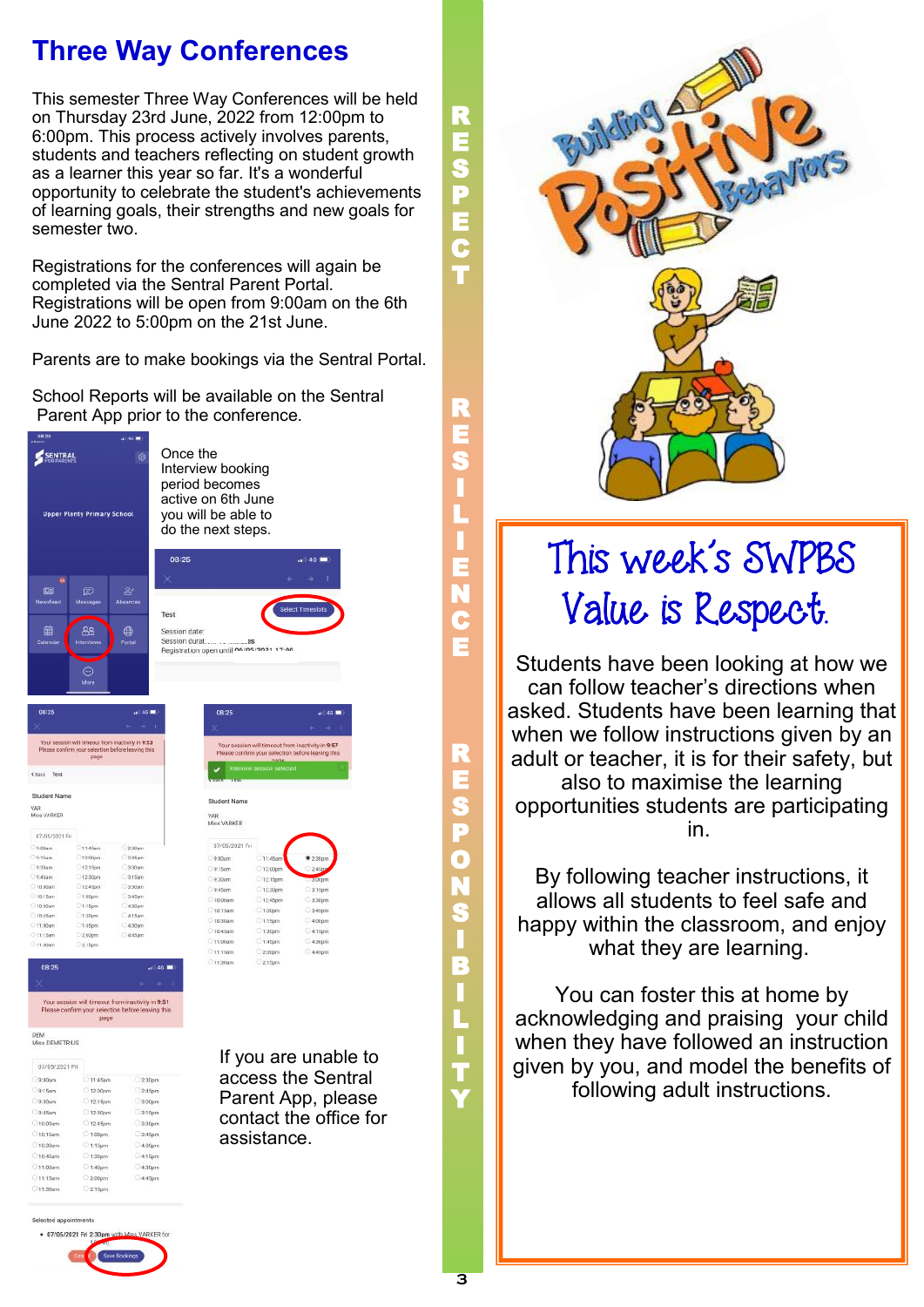# Three Way Conferences

This semester Three Way Conferences will be held on Thursday 23rd June, 2022 from 12:00pm to 6:00pm. This process actively involves parents, students and teachers reflecting on student growth as a learner this year so far. It's a wonderful opportunity to celebrate the student's achievements of learning goals, their strengths and new goals for semester two.

Registrations for the conferences will again be completed via the Sentral Parent Portal. Registrations will be open from 9:00am on the 6th June 2022 to 5:00pm on the 21st June.

Parents are to make bookings via the Sentral Portal.

School Reports will be available on the Sentral Parent App prior to the conference.

Once the Interview booking period becomes active on 6th June you will be able to do the next steps.

If you are unable to access the Sentral Parent App, please contact the office for assistance.

RESPECT RESILIENCE RESPONSIBILITY

## This week's SWPBS Value is Respect.

Students have been looking at how we can follow teacher's directions when asked. Students have been learning that when we follow instructions given by an adult or teacher, it is for their safety, but also to maximise the learning opportunities students are participating in.

By following teacher instructions, it allows all students to feel safe and happy within the classroom, and enjoy what they are learning.

You can foster this at home by acknowledging and praising your child when they have followed an instruction given by you, and model the benefits of following adult instructions.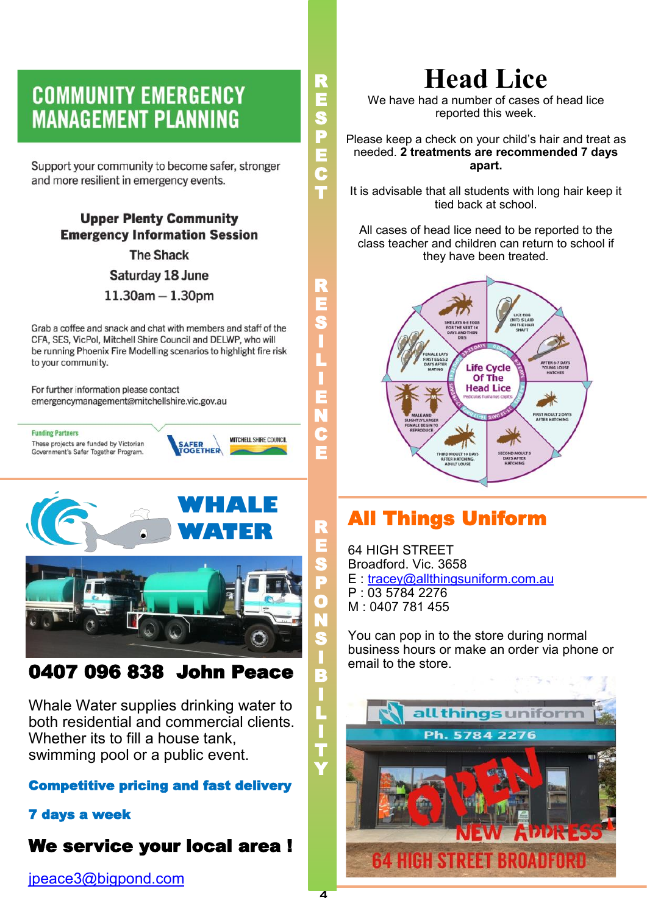# COMMUNITY EMERGENCY MANAGEMENT PLANNING

Support your community to become safer, stronger and more resilient in emergency events.

**Upper Plenty Community Emergency Information Session**

The Shack

Saturday 18 June

11.30am – 1.30pm

Grab a coffee and snack and chat with members and staff of the CFA, SES, VicPol, Mitchell Shire Council and DELWP, who will be running Phoenix Fire Modelling scenarios to highlight fire risk to your community.

For further information please contact emergencymanagement@mitchellshire.vic.gov.au

**Funding Partners**

These projects are funded by Victorian Government's Safer Together Program.

SAFER TOGETHER

MITCHELL SHIRE COUNCIL

# WHALE WATER

**0407 096 838 John Peace**

Whale Water supplies drinking water to both residential and commercial clients. Whether its to fill a house tank, swimming pool or a public event.

**Competitive pricing and fast delivery**

**7 days a week**

**We service your local area !**

jpeace3@bigpond.com

RESPECT RESILIENCE RESPONSIBILITY

# Head Lice

We have had a number of cases of head lice reported this week.

Please keep a check on your child's hair and treat as needed. **2 treatments are recommended 7 days apart.**

It is advisable that all students with long hair keep it tied back at school.

All cases of head lice need to be reported to the class teacher and children can return to school if they have been treated.

Life Cycle Of The Head Lice

Pediculus humanus capitis

LICE EGG (NIT) IS LAID ON THE HAIR SHAFT

AFTER 6-7 DAYS YOUNG LOUSE HATCHES

FIRST MOULT 2 DAYS AFTER HATCHING

SECOND MOULT 5 DAYS AFTER HATCHING

THIRD MOULT 10 DAYS AFTER HATCHING. ADULT LOUSE

MALE AND SLIGHTLY LARGER FEMALE BEGIN TO REPRODUCE

FEMALE LAYS FIRST EGGS 2 DAYS AFTER MATING

SHE LAYS 4-8 EGGS FOR THE NEXT 16 DAYS AND THEN DIES

## All Things Uniform

64 HIGH STREET
Broadford. Vic. 3658
E : tracey@allthingsuniform.com.au
P : 03 5784 2276
M : 0407 781 455

You can pop in to the store during normal business hours or make an order via phone or email to the store.

allthingsuniform

Ph. 5784 2276

OPEN

NEW ADDRESS

64 HIGH STREET BROADFORD